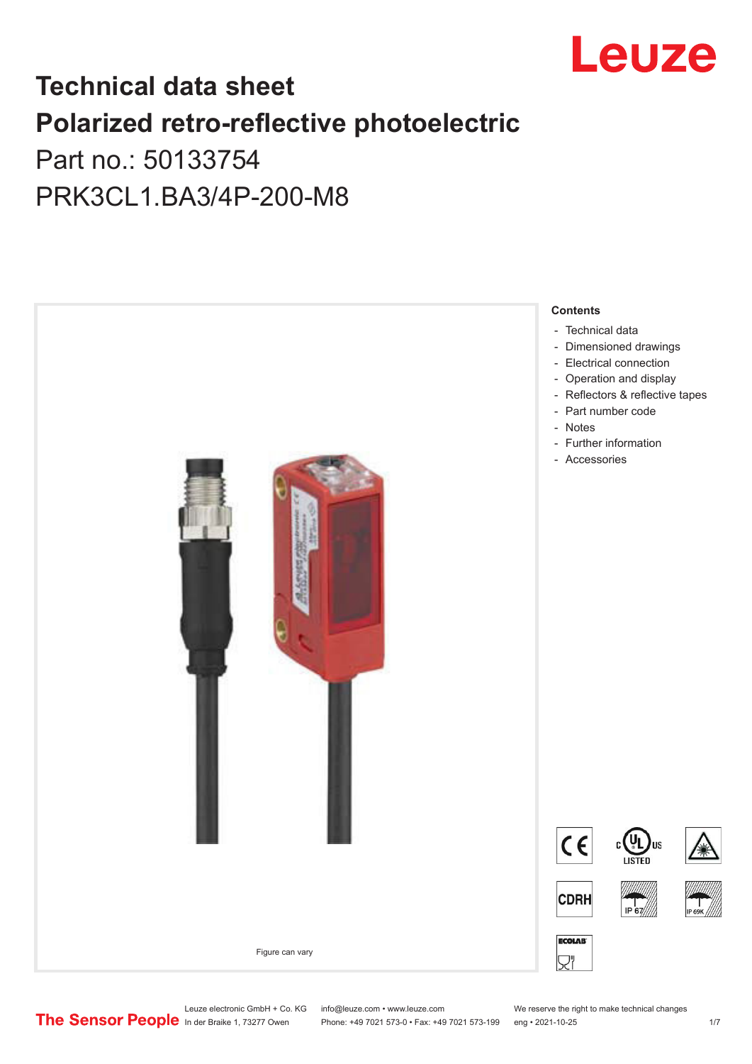# Technical data sheet

# Polarized retro-reflective photoelectric

Part no.: 50133754

PRK3CL1.BA3/4P-200-M8

Figure can vary

**Contents**

- Technical data
- Dimensioned drawings
- Electrical connection
- Operation and display
- Reflectors & reflective tapes
- Part number code
- Notes
- Further information
- Accessories

Leuze electronic GmbH + Co. KG
In der Braike 1, 73277 Owen

info@leuze.com • www.leuze.com
Phone: +49 7021 573-0 • Fax: +49 7021 573-199

We reserve the right to make technical changes
eng • 2021-10-25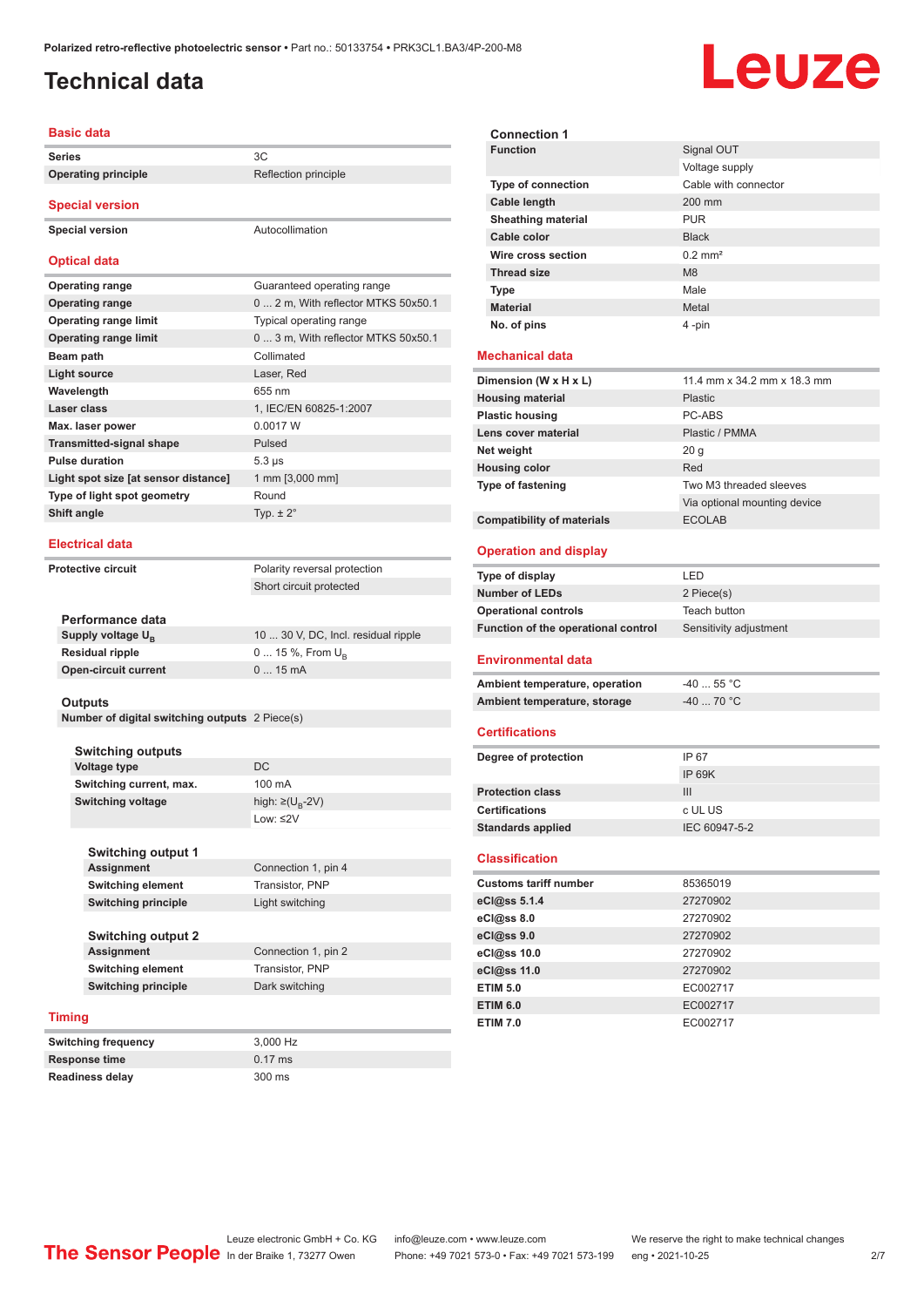# Technical data

## Basic data

| | |
|---|---|
| Series | 3C |
| Operating principle | Reflection principle |

## Special version

| | |
|---|---|
| Special version | Autocollimation |

## Optical data

| | |
|---|---|
| Operating range | Guaranteed operating range |
| Operating range | 0 ... 2 m, With reflector MTKS 50x50.1 |
| Operating range limit | Typical operating range |
| Operating range limit | 0 ... 3 m, With reflector MTKS 50x50.1 |
| Beam path | Collimated |
| Light source | Laser, Red |
| Wavelength | 655 nm |
| Laser class | 1, IEC/EN 60825-1:2007 |
| Max. laser power | 0.0017 W |
| Transmitted-signal shape | Pulsed |
| Pulse duration | 5.3 µs |
| Light spot size [at sensor distance] | 1 mm [3,000 mm] |
| Type of light spot geometry | Round |
| Shift angle | Typ. ± 2° |

## Electrical data

| | |
|---|---|
| Protective circuit | Polarity reversal protection |
| | Short circuit protected |

### Performance data

| | |
|---|---|
| Supply voltage $U_B$ | 10 ... 30 V, DC, Incl. residual ripple |
| Residual ripple | 0 ... 15 %, From $U_B$ |
| Open-circuit current | 0 ... 15 mA |

### Outputs

| | |
|---|---|
| Number of digital switching outputs | 2 Piece(s) |

### Switching outputs

| | |
|---|---|
| Voltage type | DC |
| Switching current, max. | 100 mA |
| Switching voltage | high: ≥($U_B$-2V) |
| | Low: ≤2V |

### Switching output 1

| | |
|---|---|
| Assignment | Connection 1, pin 4 |
| Switching element | Transistor, PNP |
| Switching principle | Light switching |

### Switching output 2

| | |
|---|---|
| Assignment | Connection 1, pin 2 |
| Switching element | Transistor, PNP |
| Switching principle | Dark switching |

## Timing

| | |
|---|---|
| Switching frequency | 3,000 Hz |
| Response time | 0.17 ms |
| Readiness delay | 300 ms |

## Connection

### Connection 1

| | |
|---|---|
| Function | Signal OUT |
| | Voltage supply |
| Type of connection | Cable with connector |
| Cable length | 200 mm |
| Sheathing material | PUR |
| Cable color | Black |
| Wire cross section | 0.2 mm² |
| Thread size | M8 |
| Type | Male |
| Material | Metal |
| No. of pins | 4 -pin |

## Mechanical data

| | |
|---|---|
| Dimension (W x H x L) | 11.4 mm x 34.2 mm x 18.3 mm |
| Housing material | Plastic |
| Plastic housing | PC-ABS |
| Lens cover material | Plastic / PMMA |
| Net weight | 20 g |
| Housing color | Red |
| Type of fastening | Two M3 threaded sleeves |
| | Via optional mounting device |
| Compatibility of materials | ECOLAB |

## Operation and display

| | |
|---|---|
| Type of display | LED |
| Number of LEDs | 2 Piece(s) |
| Operational controls | Teach button |
| Function of the operational control | Sensitivity adjustment |

## Environmental data

| | |
|---|---|
| Ambient temperature, operation | -40 ... 55 °C |
| Ambient temperature, storage | -40 ... 70 °C |

## Certifications

| | |
|---|---|
| Degree of protection | IP 67 |
| | IP 69K |
| Protection class | III |
| Certifications | c UL US |
| Standards applied | IEC 60947-5-2 |

## Classification

| | |
|---|---|
| Customs tariff number | 85365019 |
| eCl@ss 5.1.4 | 27270902 |
| eCl@ss 8.0 | 27270902 |
| eCl@ss 9.0 | 27270902 |
| eCl@ss 10.0 | 27270902 |
| eCl@ss 11.0 | 27270902 |
| ETIM 5.0 | EC002717 |
| ETIM 6.0 | EC002717 |
| ETIM 7.0 | EC002717 |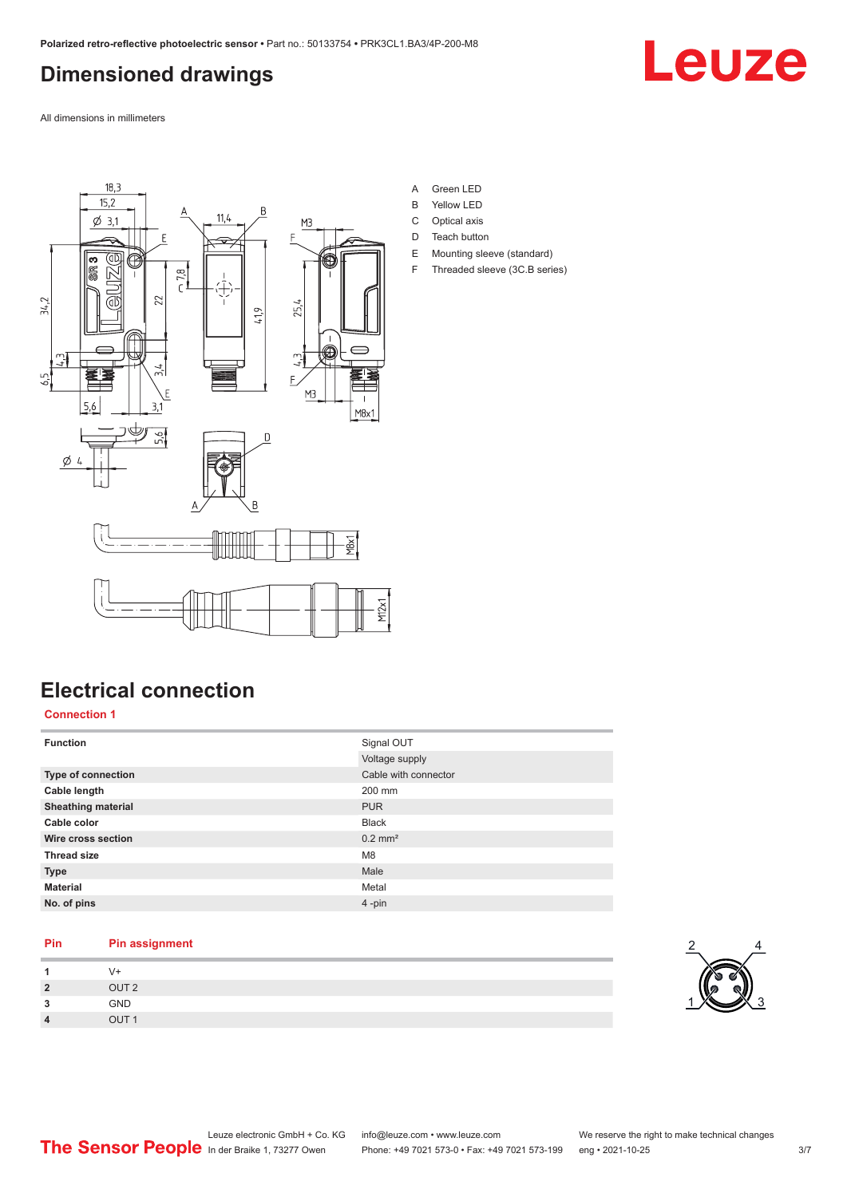# Dimensioned drawings

All dimensions in millimeters

A Green LED
B Yellow LED
C Optical axis
D Teach button
E Mounting sleeve (standard)
F Threaded sleeve (3C.B series)

# Electrical connection

## Connection 1

| | |
|---|---|
| **Function** | Signal OUT |
| | Voltage supply |
| **Type of connection** | Cable with connector |
| **Cable length** | 200 mm |
| **Sheathing material** | PUR |
| **Cable color** | Black |
| **Wire cross section** | 0.2 mm² |
| **Thread size** | M8 |
| **Type** | Male |
| **Material** | Metal |
| **No. of pins** | 4 -pin |

| Pin | Pin assignment |
|---|---|
| **1** | V+ |
| **2** | OUT 2 |
| **3** | GND |
| **4** | OUT 1 |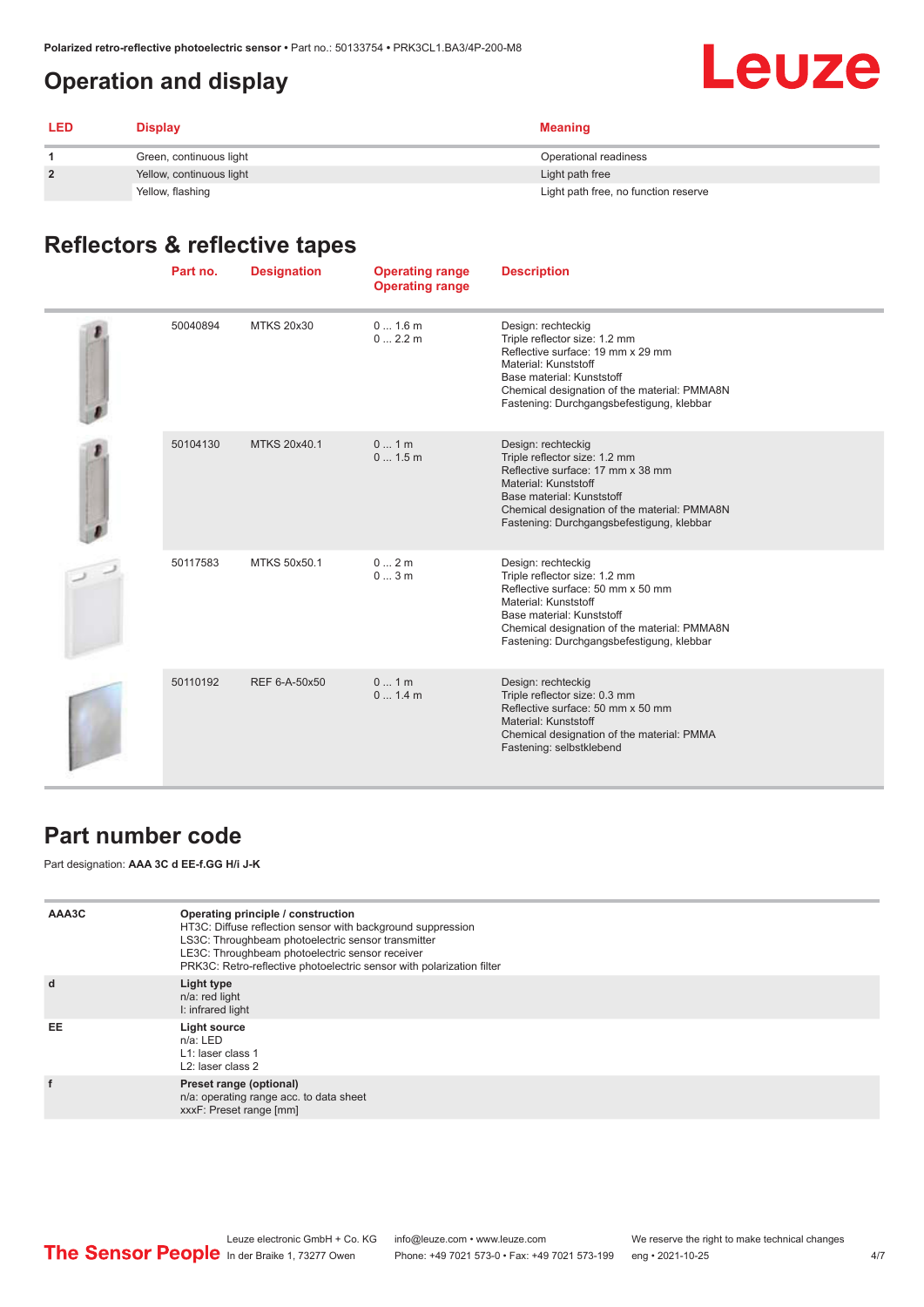## Operation and display

| LED | Display | Meaning |
|---|---|---|
| 1 | Green, continuous light | Operational readiness |
| 2 | Yellow, continuous light | Light path free |
| | Yellow, flashing | Light path free, no function reserve |

## Reflectors & reflective tapes

| | Part no. | Designation | Operating range<br>Operating range | Description |
|---|---|---|---|---|
| | 50040894 | MTKS 20x30 | 0 ... 1.6 m<br>0 ... 2.2 m | Design: rechteckig<br>Triple reflector size: 1.2 mm<br>Reflective surface: 19 mm x 29 mm<br>Material: Kunststoff<br>Base material: Kunststoff<br>Chemical designation of the material: PMMA8N<br>Fastening: Durchgangsbefestigung, klebbar |
| | 50104130 | MTKS 20x40.1 | 0 ... 1 m<br>0 ... 1.5 m | Design: rechteckig<br>Triple reflector size: 1.2 mm<br>Reflective surface: 17 mm x 38 mm<br>Material: Kunststoff<br>Base material: Kunststoff<br>Chemical designation of the material: PMMA8N<br>Fastening: Durchgangsbefestigung, klebbar |
| | 50117583 | MTKS 50x50.1 | 0 ... 2 m<br>0 ... 3 m | Design: rechteckig<br>Triple reflector size: 1.2 mm<br>Reflective surface: 50 mm x 50 mm<br>Material: Kunststoff<br>Base material: Kunststoff<br>Chemical designation of the material: PMMA8N<br>Fastening: Durchgangsbefestigung, klebbar |
| | 50110192 | REF 6-A-50x50 | 0 ... 1 m<br>0 ... 1.4 m | Design: rechteckig<br>Triple reflector size: 0.3 mm<br>Reflective surface: 50 mm x 50 mm<br>Material: Kunststoff<br>Chemical designation of the material: PMMA<br>Fastening: selbstklebend |

## Part number code

Part designation: **AAA 3C d EE-f.GG H/i J-K**

| | |
|---|---|
| AAA3C | **Operating principle / construction**<br>HT3C: Diffuse reflection sensor with background suppression<br>LS3C: Throughbeam photoelectric sensor transmitter<br>LE3C: Throughbeam photoelectric sensor receiver<br>PRK3C: Retro-reflective photoelectric sensor with polarization filter |
| d | **Light type**<br>n/a: red light<br>I: infrared light |
| EE | **Light source**<br>n/a: LED<br>L1: laser class 1<br>L2: laser class 2 |
| f | **Preset range (optional)**<br>n/a: operating range acc. to data sheet<br>xxxF: Preset range [mm] |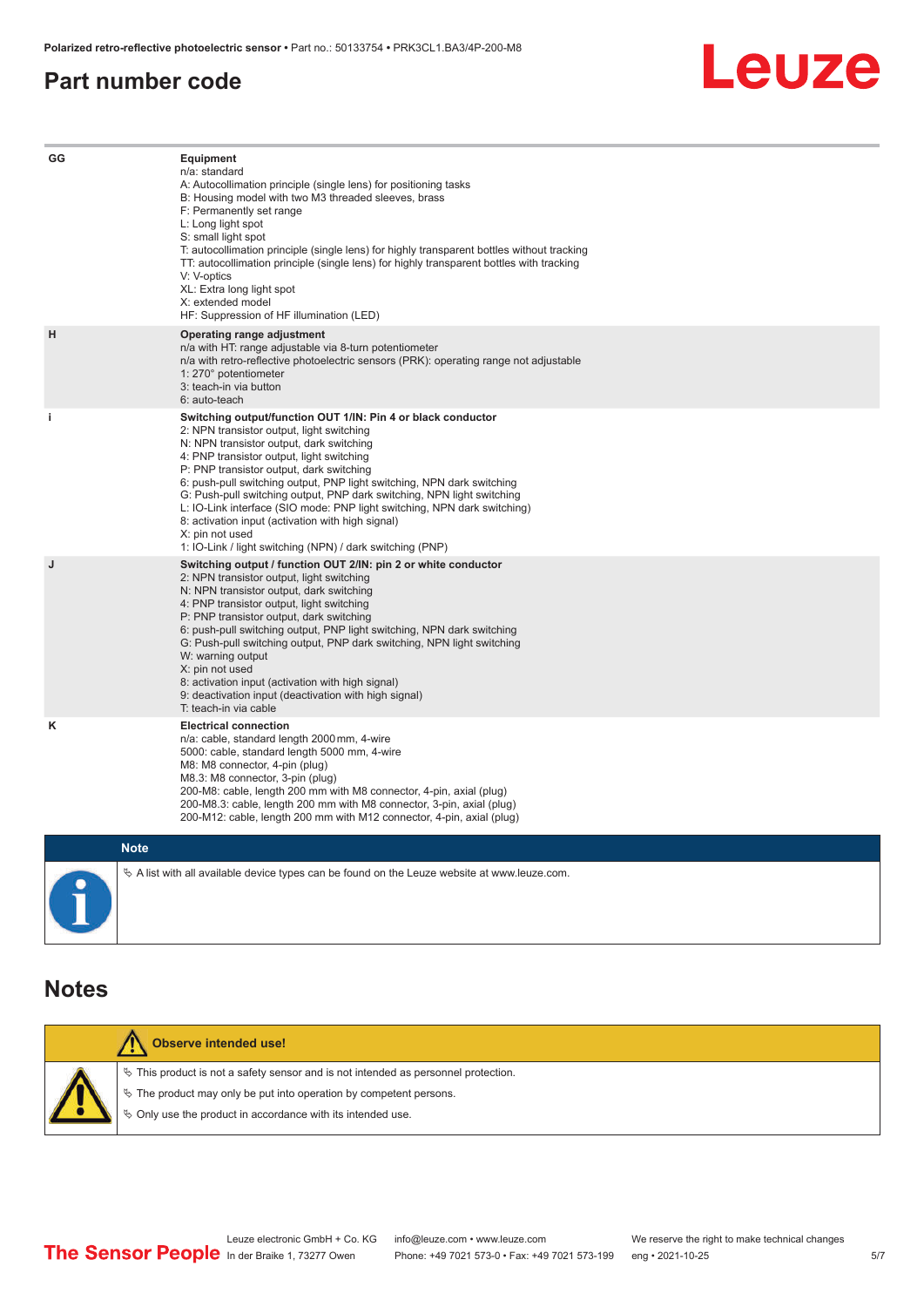## Part number code

| | |
|---|---|
| GG | **Equipment**<br>n/a: standard<br>A: Autocollimation principle (single lens) for positioning tasks<br>B: Housing model with two M3 threaded sleeves, brass<br>F: Permanently set range<br>L: Long light spot<br>S: small light spot<br>T: autocollimation principle (single lens) for highly transparent bottles without tracking<br>TT: autocollimation principle (single lens) for highly transparent bottles with tracking<br>V: V-optics<br>XL: Extra long light spot<br>X: extended model<br>HF: Suppression of HF illumination (LED) |
| H | **Operating range adjustment**<br>n/a with HT: range adjustable via 8-turn potentiometer<br>n/a with retro-reflective photoelectric sensors (PRK): operating range not adjustable<br>1: 270° potentiometer<br>3: teach-in via button<br>6: auto-teach |
| i | **Switching output/function OUT 1/IN: Pin 4 or black conductor**<br>2: NPN transistor output, light switching<br>N: NPN transistor output, dark switching<br>4: PNP transistor output, light switching<br>P: PNP transistor output, dark switching<br>6: push-pull switching output, PNP light switching, NPN dark switching<br>G: Push-pull switching output, PNP dark switching, NPN light switching<br>L: IO-Link interface (SIO mode: PNP light switching, NPN dark switching)<br>8: activation input (activation with high signal)<br>X: pin not used<br>1: IO-Link / light switching (NPN) / dark switching (PNP) |
| J | **Switching output / function OUT 2/IN: pin 2 or white conductor**<br>2: NPN transistor output, light switching<br>N: NPN transistor output, dark switching<br>4: PNP transistor output, light switching<br>P: PNP transistor output, dark switching<br>6: push-pull switching output, PNP light switching, NPN dark switching<br>G: Push-pull switching output, PNP dark switching, NPN light switching<br>W: warning output<br>X: pin not used<br>8: activation input (activation with high signal)<br>9: deactivation input (deactivation with high signal)<br>T: teach-in via cable |
| K | **Electrical connection**<br>n/a: cable, standard length 2000 mm, 4-wire<br>5000: cable, standard length 5000 mm, 4-wire<br>M8: M8 connector, 4-pin (plug)<br>M8.3: M8 connector, 3-pin (plug)<br>200-M8: cable, length 200 mm with M8 connector, 4-pin, axial (plug)<br>200-M8.3: cable, length 200 mm with M8 connector, 3-pin, axial (plug)<br>200-M12: cable, length 200 mm with M12 connector, 4-pin, axial (plug) |

**Note**

- A list with all available device types can be found on the Leuze website at www.leuze.com.

## Notes

**Observe intended use!**

- This product is not a safety sensor and is not intended as personnel protection.
- The product may only be put into operation by competent persons.
- Only use the product in accordance with its intended use.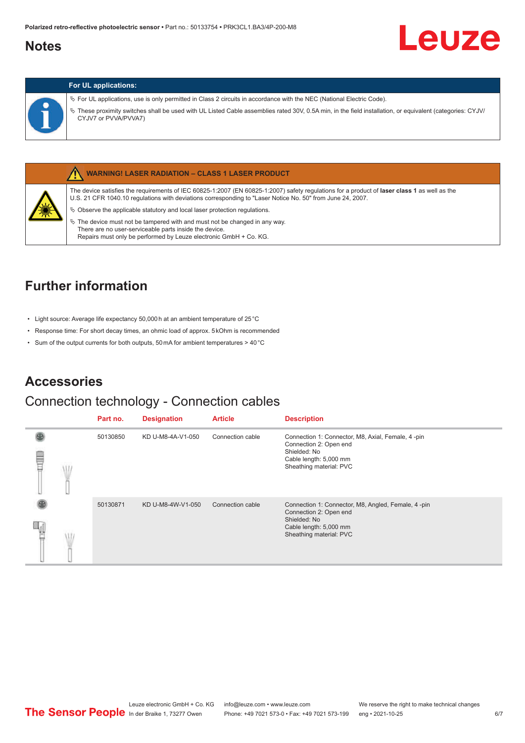## Notes

**For UL applications:**

- For UL applications, use is only permitted in Class 2 circuits in accordance with the NEC (National Electric Code).
- These proximity switches shall be used with UL Listed Cable assemblies rated 30V, 0.5A min, in the field installation, or equivalent (categories: CYJV/CYJV7 or PVVA/PVVA7)

**WARNING! LASER RADIATION – CLASS 1 LASER PRODUCT**

The device satisfies the requirements of IEC 60825-1:2007 (EN 60825-1:2007) safety regulations for a product of **laser class 1** as well as the U.S. 21 CFR 1040.10 regulations with deviations corresponding to "Laser Notice No. 50" from June 24, 2007.

- Observe the applicable statutory and local laser protection regulations.
- The device must not be tampered with and must not be changed in any way. There are no user-serviceable parts inside the device. Repairs must only be performed by Leuze electronic GmbH + Co. KG.

## Further information

- Light source: Average life expectancy 50,000 h at an ambient temperature of 25 °C
- Response time: For short decay times, an ohmic load of approx. 5 kOhm is recommended
- Sum of the output currents for both outputs, 50 mA for ambient temperatures > 40 °C

## Accessories

### Connection technology - Connection cables

| | Part no. | Designation | Article | Description |
|---|---|---|---|---|
| | 50130850 | KD U-M8-4A-V1-050 | Connection cable | Connection 1: Connector, M8, Axial, Female, 4 -pin<br>Connection 2: Open end<br>Shielded: No<br>Cable length: 5,000 mm<br>Sheathing material: PVC |
| | 50130871 | KD U-M8-4W-V1-050 | Connection cable | Connection 1: Connector, M8, Angled, Female, 4 -pin<br>Connection 2: Open end<br>Shielded: No<br>Cable length: 5,000 mm<br>Sheathing material: PVC |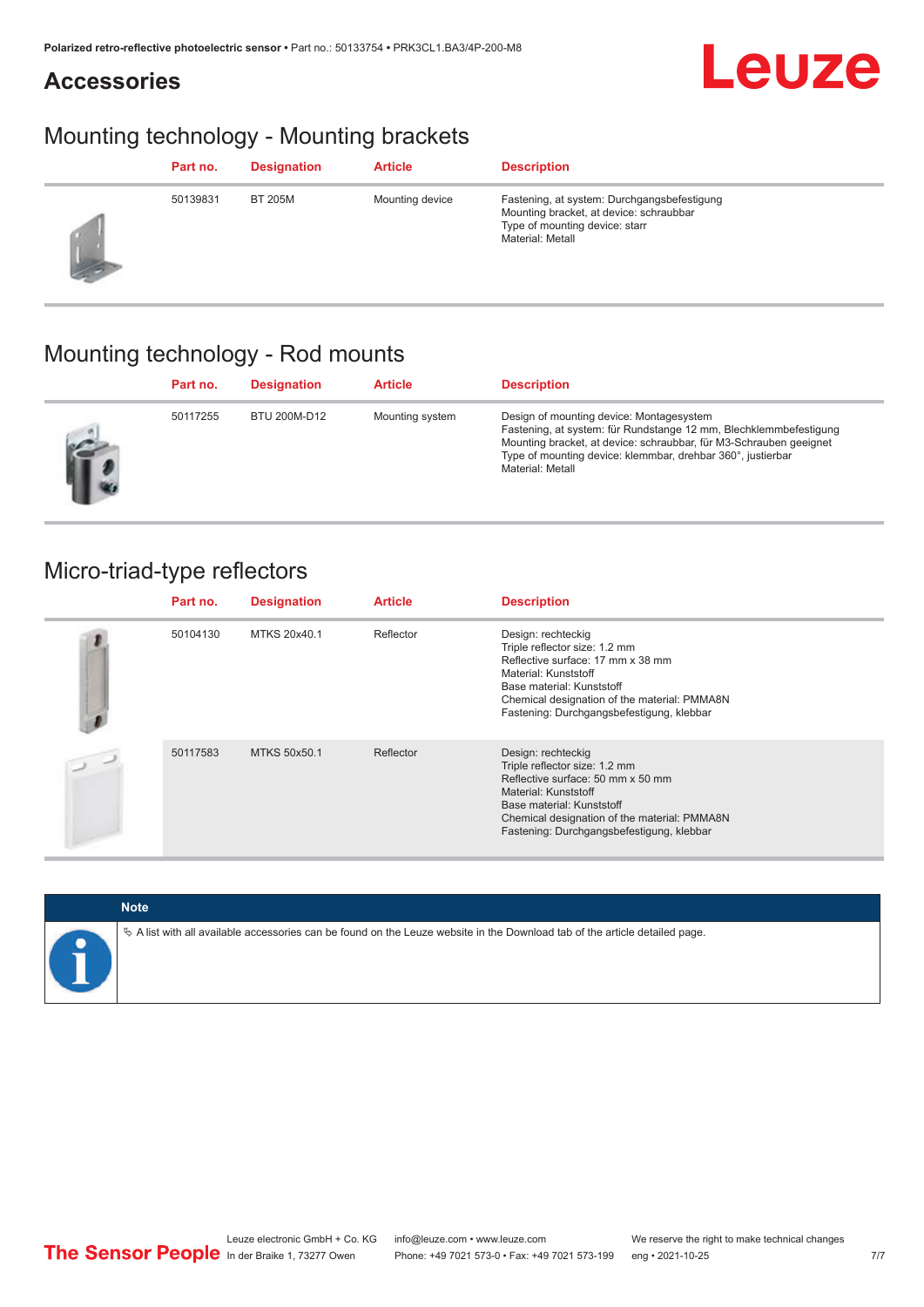# Accessories

## Mounting technology - Mounting brackets

| | Part no. | Designation | Article | Description |
|---|---|---|---|---|
| | 50139831 | BT 205M | Mounting device | Fastening, at system: Durchgangsbefestigung<br>Mounting bracket, at device: schraubbar<br>Type of mounting device: starr<br>Material: Metall |

## Mounting technology - Rod mounts

| | Part no. | Designation | Article | Description |
|---|---|---|---|---|
| | 50117255 | BTU 200M-D12 | Mounting system | Design of mounting device: Montagesystem<br>Fastening, at system: für Rundstange 12 mm, Blechklemmbefestigung<br>Mounting bracket, at device: schraubbar, für M3-Schrauben geeignet<br>Type of mounting device: klemmbar, drehbar 360°, justierbar<br>Material: Metall |

## Micro-triad-type reflectors

| | Part no. | Designation | Article | Description |
|---|---|---|---|---|
| | 50104130 | MTKS 20x40.1 | Reflector | Design: rechteckig<br>Triple reflector size: 1.2 mm<br>Reflective surface: 17 mm x 38 mm<br>Material: Kunststoff<br>Base material: Kunststoff<br>Chemical designation of the material: PMMA8N<br>Fastening: Durchgangsbefestigung, klebbar |
| | 50117583 | MTKS 50x50.1 | Reflector | Design: rechteckig<br>Triple reflector size: 1.2 mm<br>Reflective surface: 50 mm x 50 mm<br>Material: Kunststoff<br>Base material: Kunststoff<br>Chemical designation of the material: PMMA8N<br>Fastening: Durchgangsbefestigung, klebbar |

**Note**

A list with all available accessories can be found on the Leuze website in the Download tab of the article detailed page.